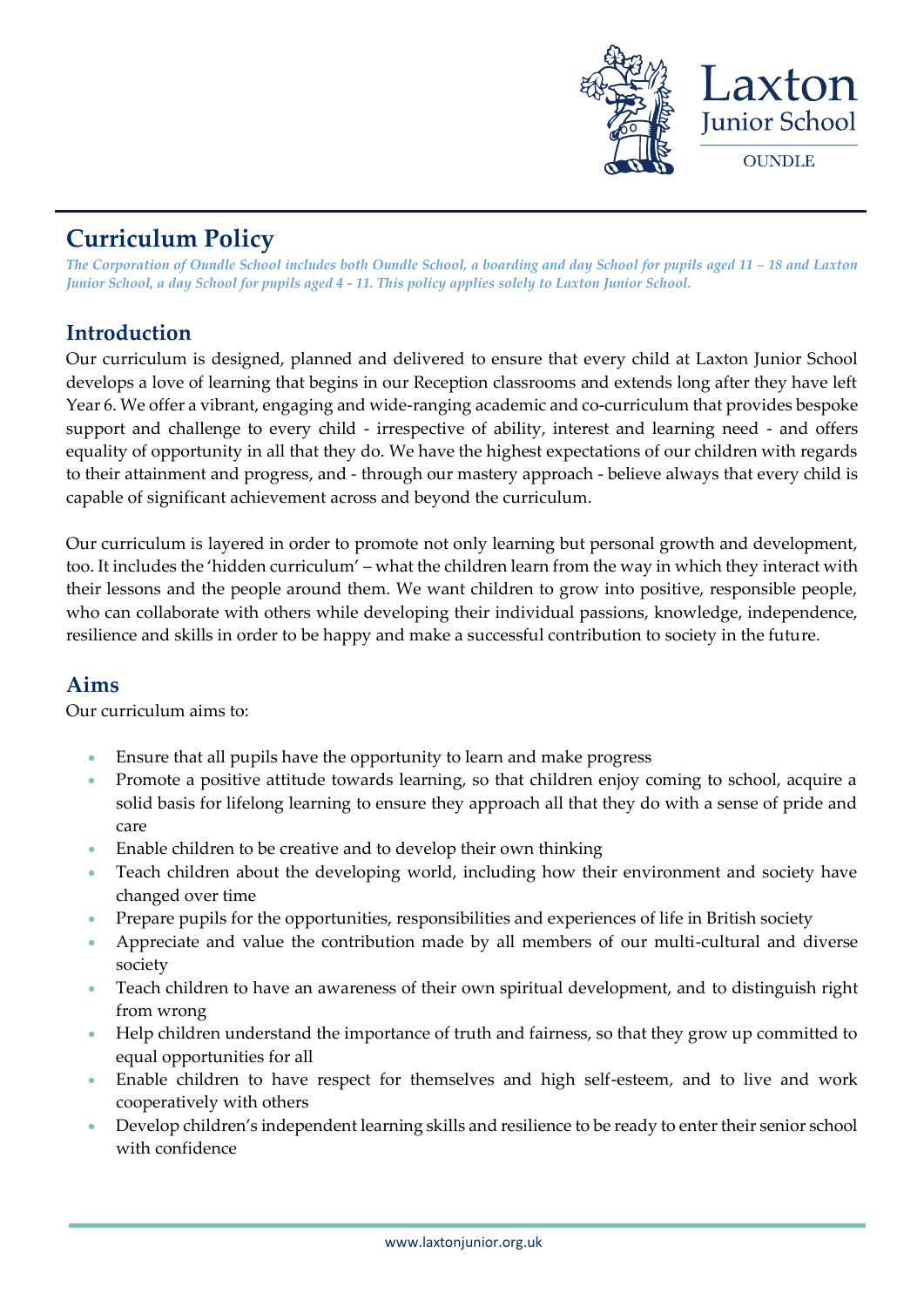# Curriculum Policy

*The Corporation of Oundle School includes both Oundle School, a boarding and day School for pupils aged 11 – 18 and Laxton Junior School, a day School for pupils aged 4 - 11. This policy applies solely to Laxton Junior School.*

## Introduction

Our curriculum is designed, planned and delivered to ensure that every child at Laxton Junior School develops a love of learning that begins in our Reception classrooms and extends long after they have left Year 6. We offer a vibrant, engaging and wide-ranging academic and co-curriculum that provides bespoke support and challenge to every child - irrespective of ability, interest and learning need - and offers equality of opportunity in all that they do. We have the highest expectations of our children with regards to their attainment and progress, and - through our mastery approach - believe always that every child is capable of significant achievement across and beyond the curriculum.

Our curriculum is layered in order to promote not only learning but personal growth and development, too. It includes the 'hidden curriculum' – what the children learn from the way in which they interact with their lessons and the people around them. We want children to grow into positive, responsible people, who can collaborate with others while developing their individual passions, knowledge, independence, resilience and skills in order to be happy and make a successful contribution to society in the future.

## Aims

Our curriculum aims to:

- Ensure that all pupils have the opportunity to learn and make progress
- Promote a positive attitude towards learning, so that children enjoy coming to school, acquire a solid basis for lifelong learning to ensure they approach all that they do with a sense of pride and care
- Enable children to be creative and to develop their own thinking
- Teach children about the developing world, including how their environment and society have changed over time
- Prepare pupils for the opportunities, responsibilities and experiences of life in British society
- Appreciate and value the contribution made by all members of our multi-cultural and diverse society
- Teach children to have an awareness of their own spiritual development, and to distinguish right from wrong
- Help children understand the importance of truth and fairness, so that they grow up committed to equal opportunities for all
- Enable children to have respect for themselves and high self-esteem, and to live and work cooperatively with others
- Develop children's independent learning skills and resilience to be ready to enter their senior school with confidence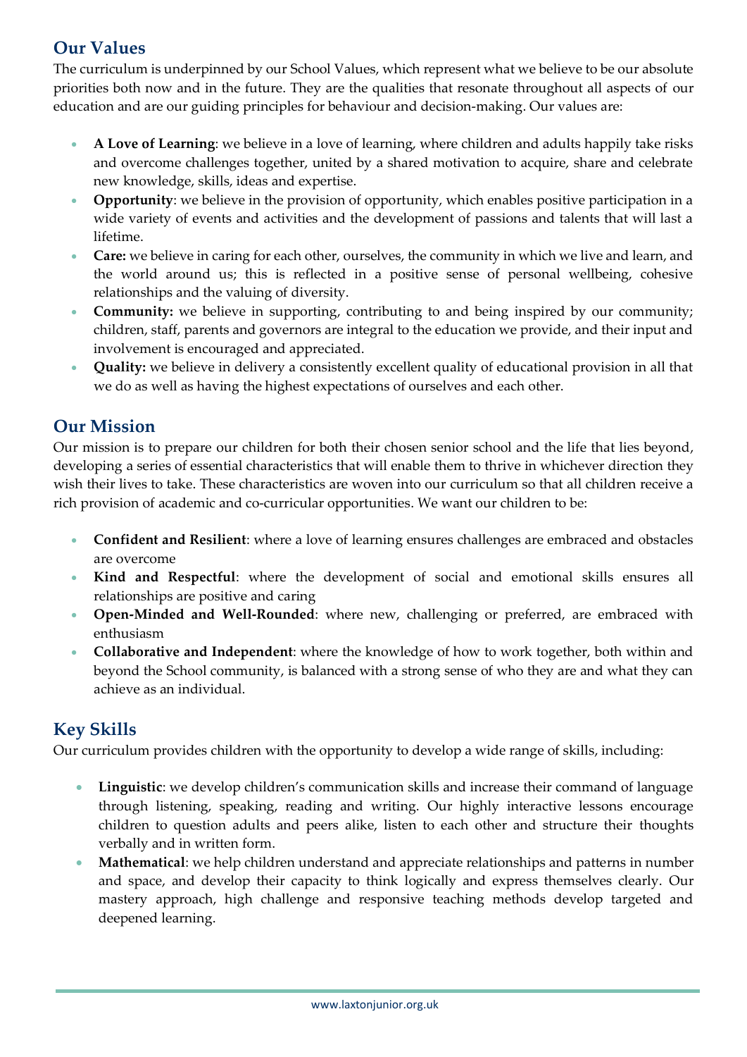## Our Values

The curriculum is underpinned by our School Values, which represent what we believe to be our absolute priorities both now and in the future. They are the qualities that resonate throughout all aspects of our education and are our guiding principles for behaviour and decision-making. Our values are:

- **A Love of Learning**: we believe in a love of learning, where children and adults happily take risks and overcome challenges together, united by a shared motivation to acquire, share and celebrate new knowledge, skills, ideas and expertise.
- **Opportunity**: we believe in the provision of opportunity, which enables positive participation in a wide variety of events and activities and the development of passions and talents that will last a lifetime.
- **Care:** we believe in caring for each other, ourselves, the community in which we live and learn, and the world around us; this is reflected in a positive sense of personal wellbeing, cohesive relationships and the valuing of diversity.
- **Community:** we believe in supporting, contributing to and being inspired by our community; children, staff, parents and governors are integral to the education we provide, and their input and involvement is encouraged and appreciated.
- **Quality:** we believe in delivery a consistently excellent quality of educational provision in all that we do as well as having the highest expectations of ourselves and each other.

## Our Mission

Our mission is to prepare our children for both their chosen senior school and the life that lies beyond, developing a series of essential characteristics that will enable them to thrive in whichever direction they wish their lives to take. These characteristics are woven into our curriculum so that all children receive a rich provision of academic and co-curricular opportunities. We want our children to be:

- **Confident and Resilient**: where a love of learning ensures challenges are embraced and obstacles are overcome
- **Kind and Respectful**: where the development of social and emotional skills ensures all relationships are positive and caring
- **Open-Minded and Well-Rounded**: where new, challenging or preferred, are embraced with enthusiasm
- **Collaborative and Independent**: where the knowledge of how to work together, both within and beyond the School community, is balanced with a strong sense of who they are and what they can achieve as an individual.

## Key Skills

Our curriculum provides children with the opportunity to develop a wide range of skills, including:

- **Linguistic**: we develop children's communication skills and increase their command of language through listening, speaking, reading and writing. Our highly interactive lessons encourage children to question adults and peers alike, listen to each other and structure their thoughts verbally and in written form.
- **Mathematical**: we help children understand and appreciate relationships and patterns in number and space, and develop their capacity to think logically and express themselves clearly. Our mastery approach, high challenge and responsive teaching methods develop targeted and deepened learning.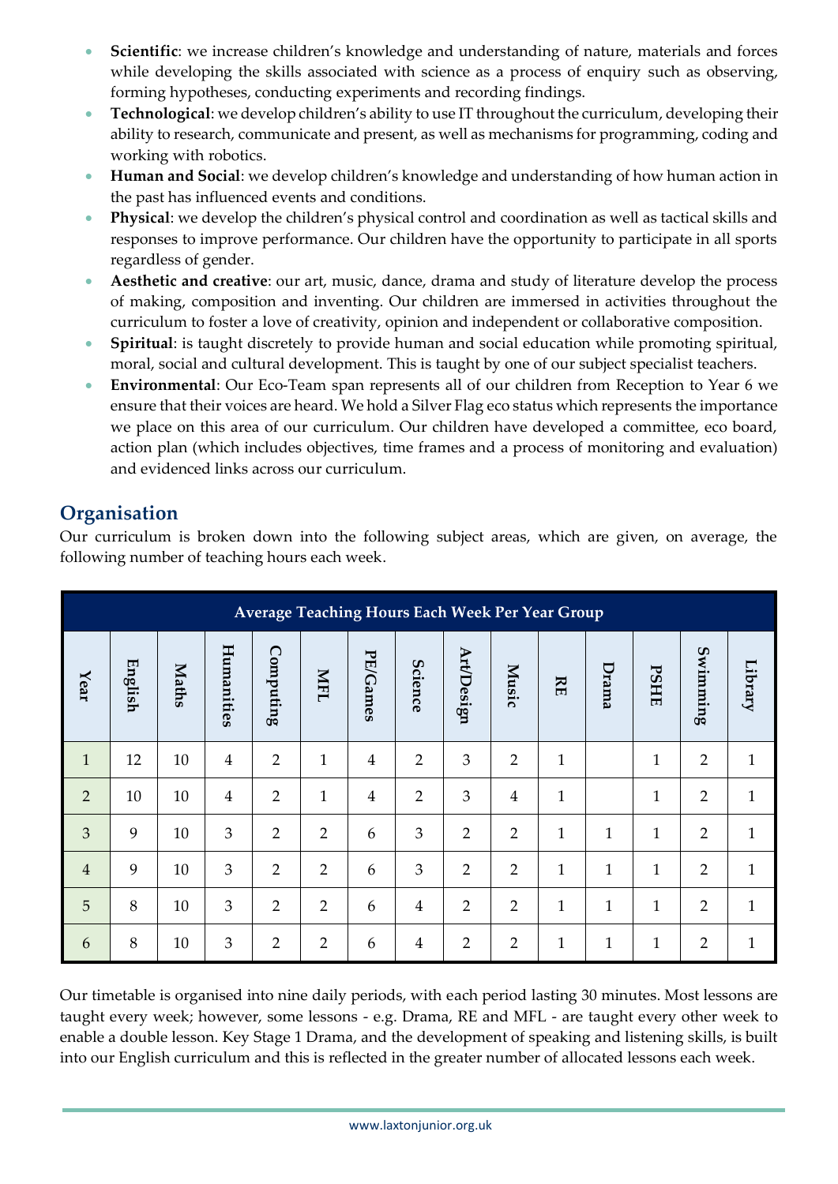- **Scientific**: we increase children's knowledge and understanding of nature, materials and forces while developing the skills associated with science as a process of enquiry such as observing, forming hypotheses, conducting experiments and recording findings.
- **Technological**: we develop children's ability to use IT throughout the curriculum, developing their ability to research, communicate and present, as well as mechanisms for programming, coding and working with robotics.
- **Human and Social**: we develop children's knowledge and understanding of how human action in the past has influenced events and conditions.
- **Physical**: we develop the children's physical control and coordination as well as tactical skills and responses to improve performance. Our children have the opportunity to participate in all sports regardless of gender.
- **Aesthetic and creative**: our art, music, dance, drama and study of literature develop the process of making, composition and inventing. Our children are immersed in activities throughout the curriculum to foster a love of creativity, opinion and independent or collaborative composition.
- **Spiritual**: is taught discretely to provide human and social education while promoting spiritual, moral, social and cultural development. This is taught by one of our subject specialist teachers.
- **Environmental**: Our Eco-Team span represents all of our children from Reception to Year 6 we ensure that their voices are heard. We hold a Silver Flag eco status which represents the importance we place on this area of our curriculum. Our children have developed a committee, eco board, action plan (which includes objectives, time frames and a process of monitoring and evaluation) and evidenced links across our curriculum.

## Organisation

Our curriculum is broken down into the following subject areas, which are given, on average, the following number of teaching hours each week.

**Average Teaching Hours Each Week Per Year Group**

| Year | English | Maths | Humanities | Computing | MFL | PE/Games | Science | Art/Design | Music | RE | Drama | PSHE | Swimming | Library |
|---|---|---|---|---|---|---|---|---|---|---|---|---|---|---|
| 1 | 12 | 10 | 4 | 2 | 1 | 4 | 2 | 3 | 2 | 1 | | 1 | 2 | 1 |
| 2 | 10 | 10 | 4 | 2 | 1 | 4 | 2 | 3 | 4 | 1 | | 1 | 2 | 1 |
| 3 | 9 | 10 | 3 | 2 | 2 | 6 | 3 | 2 | 2 | 1 | 1 | 1 | 2 | 1 |
| 4 | 9 | 10 | 3 | 2 | 2 | 6 | 3 | 2 | 2 | 1 | 1 | 1 | 2 | 1 |
| 5 | 8 | 10 | 3 | 2 | 2 | 6 | 4 | 2 | 2 | 1 | 1 | 1 | 2 | 1 |
| 6 | 8 | 10 | 3 | 2 | 2 | 6 | 4 | 2 | 2 | 1 | 1 | 1 | 2 | 1 |

Our timetable is organised into nine daily periods, with each period lasting 30 minutes. Most lessons are taught every week; however, some lessons - e.g. Drama, RE and MFL - are taught every other week to enable a double lesson. Key Stage 1 Drama, and the development of speaking and listening skills, is built into our English curriculum and this is reflected in the greater number of allocated lessons each week.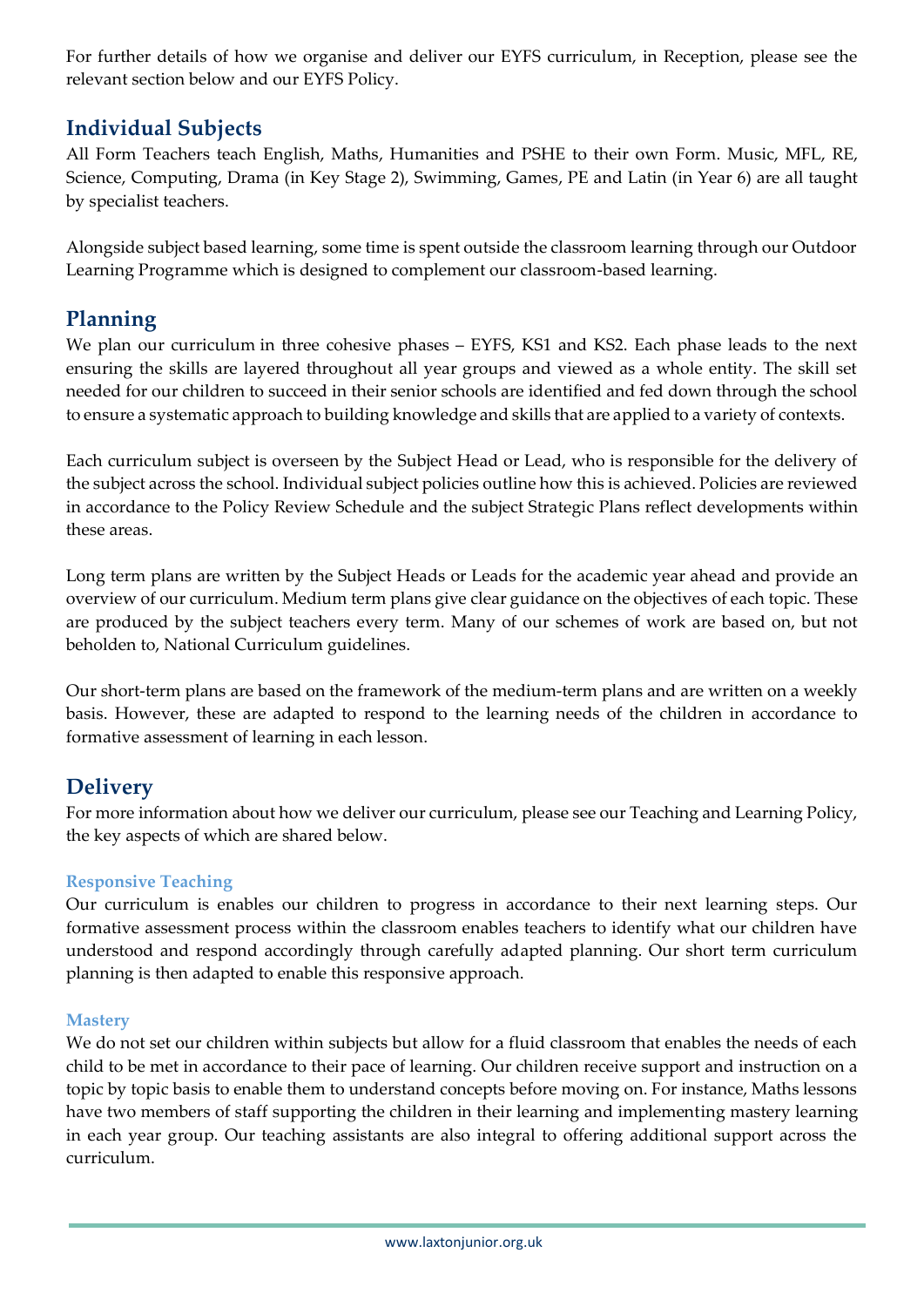For further details of how we organise and deliver our EYFS curriculum, in Reception, please see the relevant section below and our EYFS Policy.

## Individual Subjects

All Form Teachers teach English, Maths, Humanities and PSHE to their own Form. Music, MFL, RE, Science, Computing, Drama (in Key Stage 2), Swimming, Games, PE and Latin (in Year 6) are all taught by specialist teachers.

Alongside subject based learning, some time is spent outside the classroom learning through our Outdoor Learning Programme which is designed to complement our classroom-based learning.

## Planning

We plan our curriculum in three cohesive phases – EYFS, KS1 and KS2. Each phase leads to the next ensuring the skills are layered throughout all year groups and viewed as a whole entity. The skill set needed for our children to succeed in their senior schools are identified and fed down through the school to ensure a systematic approach to building knowledge and skills that are applied to a variety of contexts.

Each curriculum subject is overseen by the Subject Head or Lead, who is responsible for the delivery of the subject across the school. Individual subject policies outline how this is achieved. Policies are reviewed in accordance to the Policy Review Schedule and the subject Strategic Plans reflect developments within these areas.

Long term plans are written by the Subject Heads or Leads for the academic year ahead and provide an overview of our curriculum. Medium term plans give clear guidance on the objectives of each topic. These are produced by the subject teachers every term. Many of our schemes of work are based on, but not beholden to, National Curriculum guidelines.

Our short-term plans are based on the framework of the medium-term plans and are written on a weekly basis. However, these are adapted to respond to the learning needs of the children in accordance to formative assessment of learning in each lesson.

## Delivery

For more information about how we deliver our curriculum, please see our Teaching and Learning Policy, the key aspects of which are shared below.

### Responsive Teaching

Our curriculum is enables our children to progress in accordance to their next learning steps. Our formative assessment process within the classroom enables teachers to identify what our children have understood and respond accordingly through carefully adapted planning. Our short term curriculum planning is then adapted to enable this responsive approach.

### Mastery

We do not set our children within subjects but allow for a fluid classroom that enables the needs of each child to be met in accordance to their pace of learning. Our children receive support and instruction on a topic by topic basis to enable them to understand concepts before moving on. For instance, Maths lessons have two members of staff supporting the children in their learning and implementing mastery learning in each year group. Our teaching assistants are also integral to offering additional support across the curriculum.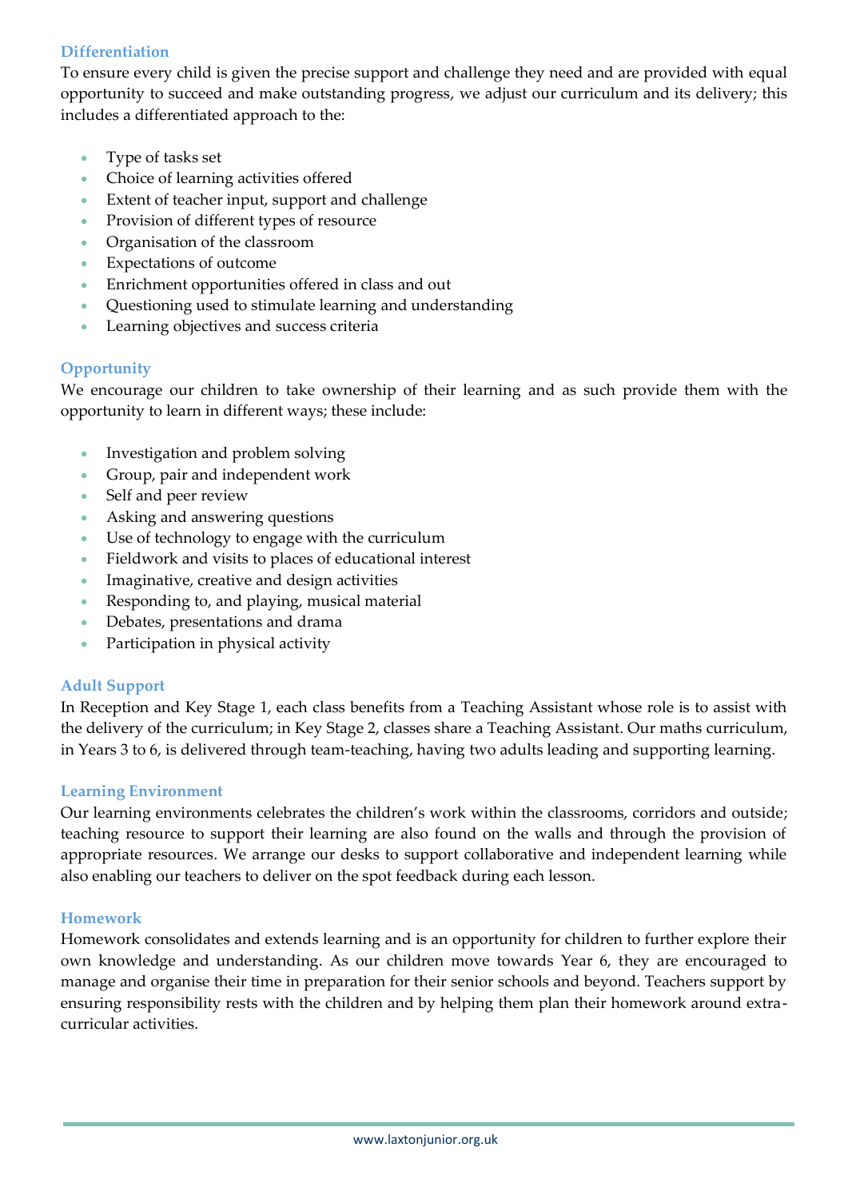### Differentiation

To ensure every child is given the precise support and challenge they need and are provided with equal opportunity to succeed and make outstanding progress, we adjust our curriculum and its delivery; this includes a differentiated approach to the:

- Type of tasks set
- Choice of learning activities offered
- Extent of teacher input, support and challenge
- Provision of different types of resource
- Organisation of the classroom
- Expectations of outcome
- Enrichment opportunities offered in class and out
- Questioning used to stimulate learning and understanding
- Learning objectives and success criteria

### Opportunity

We encourage our children to take ownership of their learning and as such provide them with the opportunity to learn in different ways; these include:

- Investigation and problem solving
- Group, pair and independent work
- Self and peer review
- Asking and answering questions
- Use of technology to engage with the curriculum
- Fieldwork and visits to places of educational interest
- Imaginative, creative and design activities
- Responding to, and playing, musical material
- Debates, presentations and drama
- Participation in physical activity

### Adult Support

In Reception and Key Stage 1, each class benefits from a Teaching Assistant whose role is to assist with the delivery of the curriculum; in Key Stage 2, classes share a Teaching Assistant. Our maths curriculum, in Years 3 to 6, is delivered through team-teaching, having two adults leading and supporting learning.

### Learning Environment

Our learning environments celebrates the children's work within the classrooms, corridors and outside; teaching resource to support their learning are also found on the walls and through the provision of appropriate resources. We arrange our desks to support collaborative and independent learning while also enabling our teachers to deliver on the spot feedback during each lesson.

### Homework

Homework consolidates and extends learning and is an opportunity for children to further explore their own knowledge and understanding. As our children move towards Year 6, they are encouraged to manage and organise their time in preparation for their senior schools and beyond. Teachers support by ensuring responsibility rests with the children and by helping them plan their homework around extra-curricular activities.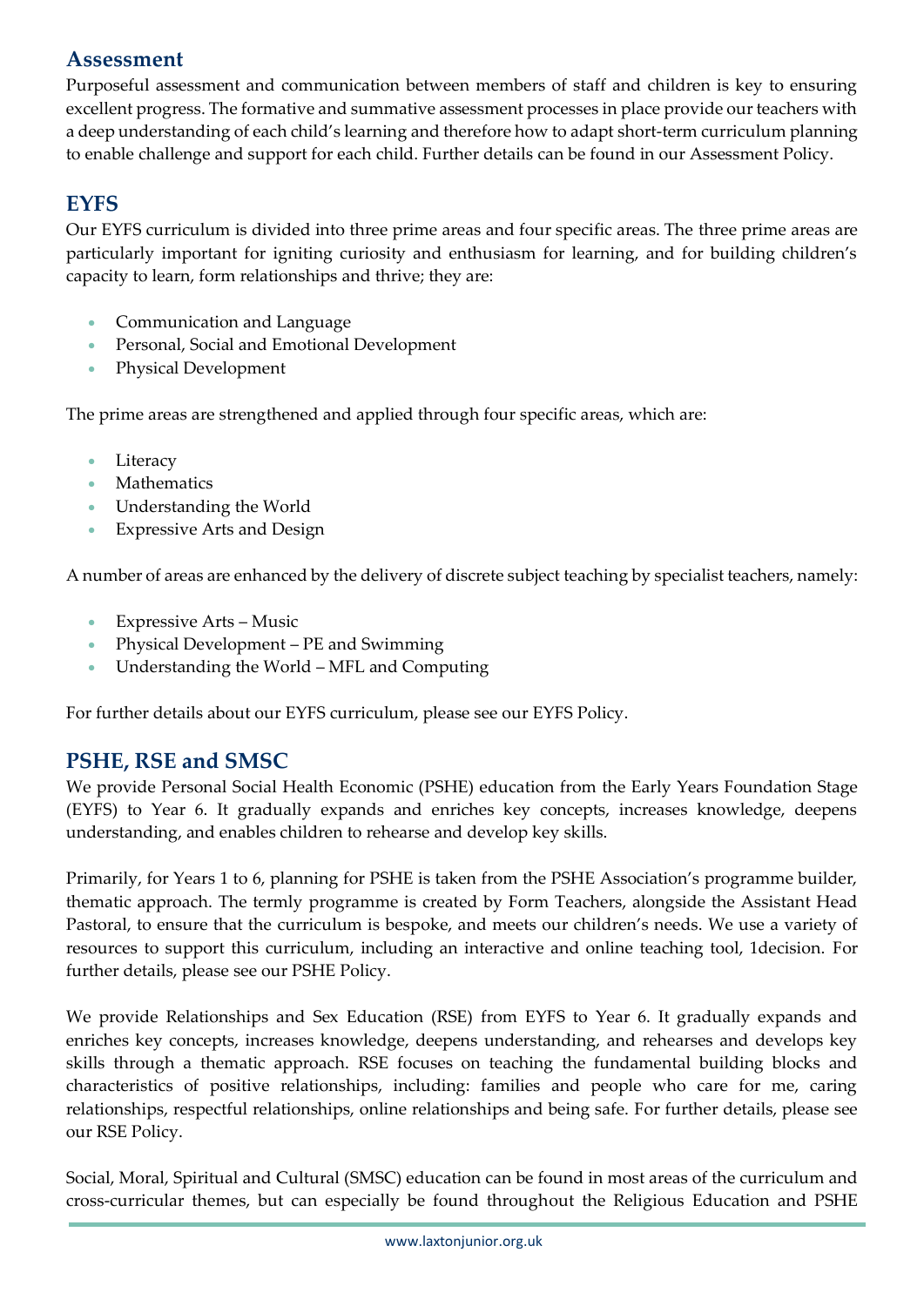## Assessment

Purposeful assessment and communication between members of staff and children is key to ensuring excellent progress. The formative and summative assessment processes in place provide our teachers with a deep understanding of each child's learning and therefore how to adapt short-term curriculum planning to enable challenge and support for each child. Further details can be found in our Assessment Policy.

## EYFS

Our EYFS curriculum is divided into three prime areas and four specific areas. The three prime areas are particularly important for igniting curiosity and enthusiasm for learning, and for building children's capacity to learn, form relationships and thrive; they are:

- Communication and Language
- Personal, Social and Emotional Development
- Physical Development

The prime areas are strengthened and applied through four specific areas, which are:

- Literacy
- Mathematics
- Understanding the World
- Expressive Arts and Design

A number of areas are enhanced by the delivery of discrete subject teaching by specialist teachers, namely:

- Expressive Arts – Music
- Physical Development – PE and Swimming
- Understanding the World – MFL and Computing

For further details about our EYFS curriculum, please see our EYFS Policy.

## PSHE, RSE and SMSC

We provide Personal Social Health Economic (PSHE) education from the Early Years Foundation Stage (EYFS) to Year 6. It gradually expands and enriches key concepts, increases knowledge, deepens understanding, and enables children to rehearse and develop key skills.

Primarily, for Years 1 to 6, planning for PSHE is taken from the PSHE Association's programme builder, thematic approach. The termly programme is created by Form Teachers, alongside the Assistant Head Pastoral, to ensure that the curriculum is bespoke, and meets our children's needs. We use a variety of resources to support this curriculum, including an interactive and online teaching tool, 1decision. For further details, please see our PSHE Policy.

We provide Relationships and Sex Education (RSE) from EYFS to Year 6. It gradually expands and enriches key concepts, increases knowledge, deepens understanding, and rehearses and develops key skills through a thematic approach. RSE focuses on teaching the fundamental building blocks and characteristics of positive relationships, including: families and people who care for me, caring relationships, respectful relationships, online relationships and being safe. For further details, please see our RSE Policy.

Social, Moral, Spiritual and Cultural (SMSC) education can be found in most areas of the curriculum and cross-curricular themes, but can especially be found throughout the Religious Education and PSHE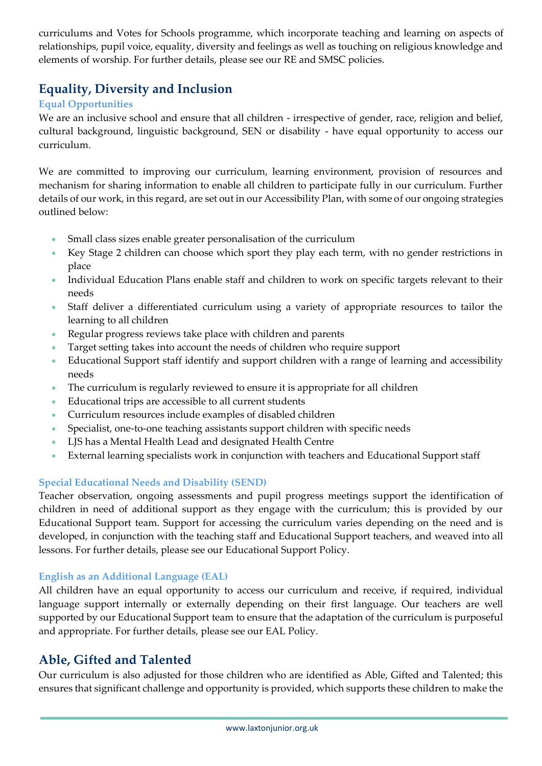curriculums and Votes for Schools programme, which incorporate teaching and learning on aspects of relationships, pupil voice, equality, diversity and feelings as well as touching on religious knowledge and elements of worship. For further details, please see our RE and SMSC policies.

## Equality, Diversity and Inclusion

### Equal Opportunities

We are an inclusive school and ensure that all children - irrespective of gender, race, religion and belief, cultural background, linguistic background, SEN or disability - have equal opportunity to access our curriculum.

We are committed to improving our curriculum, learning environment, provision of resources and mechanism for sharing information to enable all children to participate fully in our curriculum. Further details of our work, in this regard, are set out in our Accessibility Plan, with some of our ongoing strategies outlined below:

- Small class sizes enable greater personalisation of the curriculum
- Key Stage 2 children can choose which sport they play each term, with no gender restrictions in place
- Individual Education Plans enable staff and children to work on specific targets relevant to their needs
- Staff deliver a differentiated curriculum using a variety of appropriate resources to tailor the learning to all children
- Regular progress reviews take place with children and parents
- Target setting takes into account the needs of children who require support
- Educational Support staff identify and support children with a range of learning and accessibility needs
- The curriculum is regularly reviewed to ensure it is appropriate for all children
- Educational trips are accessible to all current students
- Curriculum resources include examples of disabled children
- Specialist, one-to-one teaching assistants support children with specific needs
- LJS has a Mental Health Lead and designated Health Centre
- External learning specialists work in conjunction with teachers and Educational Support staff

### Special Educational Needs and Disability (SEND)

Teacher observation, ongoing assessments and pupil progress meetings support the identification of children in need of additional support as they engage with the curriculum; this is provided by our Educational Support team. Support for accessing the curriculum varies depending on the need and is developed, in conjunction with the teaching staff and Educational Support teachers, and weaved into all lessons. For further details, please see our Educational Support Policy.

### English as an Additional Language (EAL)

All children have an equal opportunity to access our curriculum and receive, if required, individual language support internally or externally depending on their first language. Our teachers are well supported by our Educational Support team to ensure that the adaptation of the curriculum is purposeful and appropriate. For further details, please see our EAL Policy.

## Able, Gifted and Talented

Our curriculum is also adjusted for those children who are identified as Able, Gifted and Talented; this ensures that significant challenge and opportunity is provided, which supports these children to make the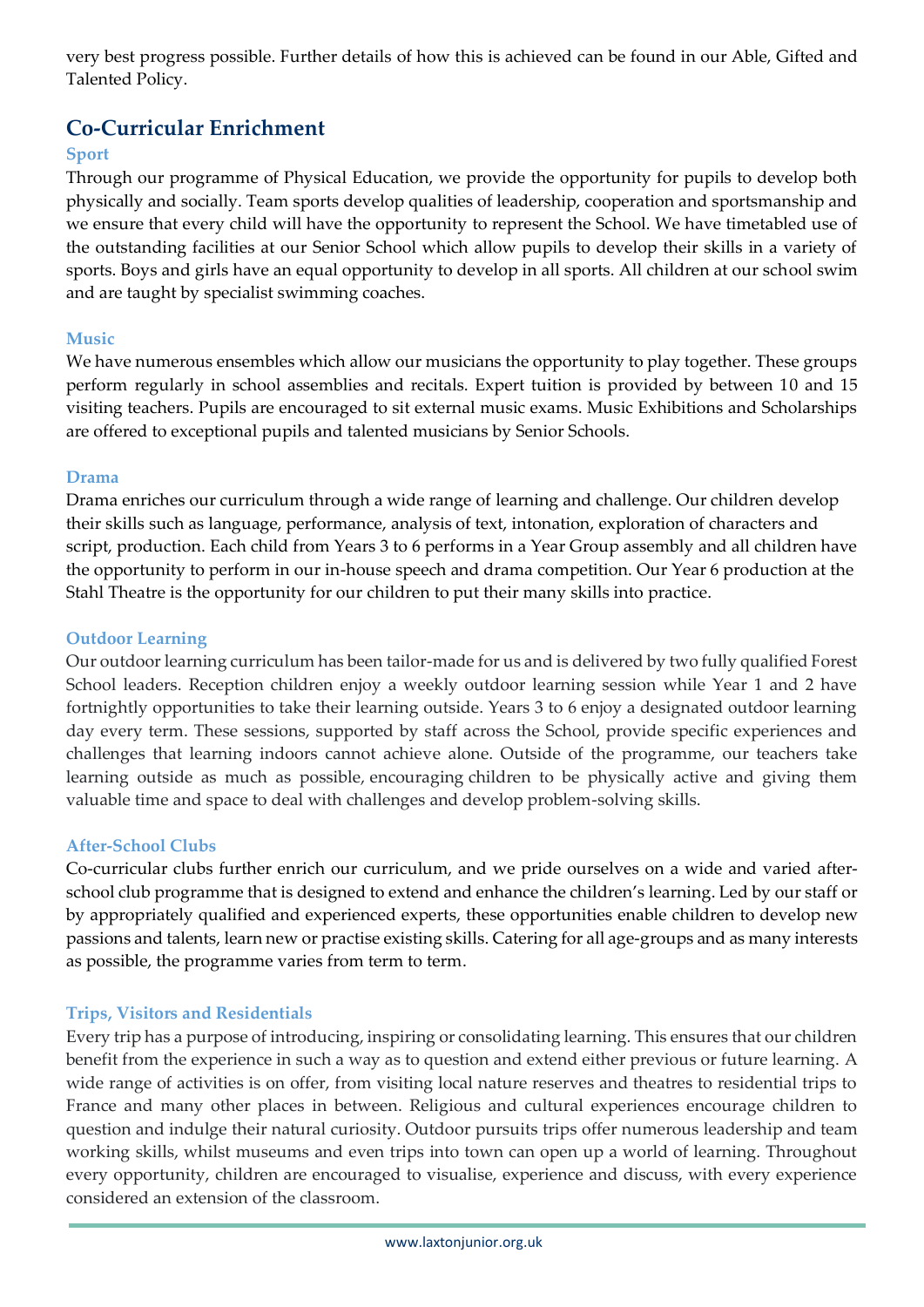very best progress possible. Further details of how this is achieved can be found in our Able, Gifted and Talented Policy.

## Co-Curricular Enrichment

### Sport

Through our programme of Physical Education, we provide the opportunity for pupils to develop both physically and socially. Team sports develop qualities of leadership, cooperation and sportsmanship and we ensure that every child will have the opportunity to represent the School. We have timetabled use of the outstanding facilities at our Senior School which allow pupils to develop their skills in a variety of sports. Boys and girls have an equal opportunity to develop in all sports. All children at our school swim and are taught by specialist swimming coaches.

### Music

We have numerous ensembles which allow our musicians the opportunity to play together. These groups perform regularly in school assemblies and recitals. Expert tuition is provided by between 10 and 15 visiting teachers. Pupils are encouraged to sit external music exams. Music Exhibitions and Scholarships are offered to exceptional pupils and talented musicians by Senior Schools.

### Drama

Drama enriches our curriculum through a wide range of learning and challenge. Our children develop their skills such as language, performance, analysis of text, intonation, exploration of characters and script, production. Each child from Years 3 to 6 performs in a Year Group assembly and all children have the opportunity to perform in our in-house speech and drama competition. Our Year 6 production at the Stahl Theatre is the opportunity for our children to put their many skills into practice.

### Outdoor Learning

Our outdoor learning curriculum has been tailor-made for us and is delivered by two fully qualified Forest School leaders. Reception children enjoy a weekly outdoor learning session while Year 1 and 2 have fortnightly opportunities to take their learning outside. Years 3 to 6 enjoy a designated outdoor learning day every term. These sessions, supported by staff across the School, provide specific experiences and challenges that learning indoors cannot achieve alone. Outside of the programme, our teachers take learning outside as much as possible, encouraging children to be physically active and giving them valuable time and space to deal with challenges and develop problem-solving skills.

### After-School Clubs

Co-curricular clubs further enrich our curriculum, and we pride ourselves on a wide and varied after-school club programme that is designed to extend and enhance the children's learning. Led by our staff or by appropriately qualified and experienced experts, these opportunities enable children to develop new passions and talents, learn new or practise existing skills. Catering for all age-groups and as many interests as possible, the programme varies from term to term.

### Trips, Visitors and Residentials

Every trip has a purpose of introducing, inspiring or consolidating learning. This ensures that our children benefit from the experience in such a way as to question and extend either previous or future learning. A wide range of activities is on offer, from visiting local nature reserves and theatres to residential trips to France and many other places in between. Religious and cultural experiences encourage children to question and indulge their natural curiosity. Outdoor pursuits trips offer numerous leadership and team working skills, whilst museums and even trips into town can open up a world of learning. Throughout every opportunity, children are encouraged to visualise, experience and discuss, with every experience considered an extension of the classroom.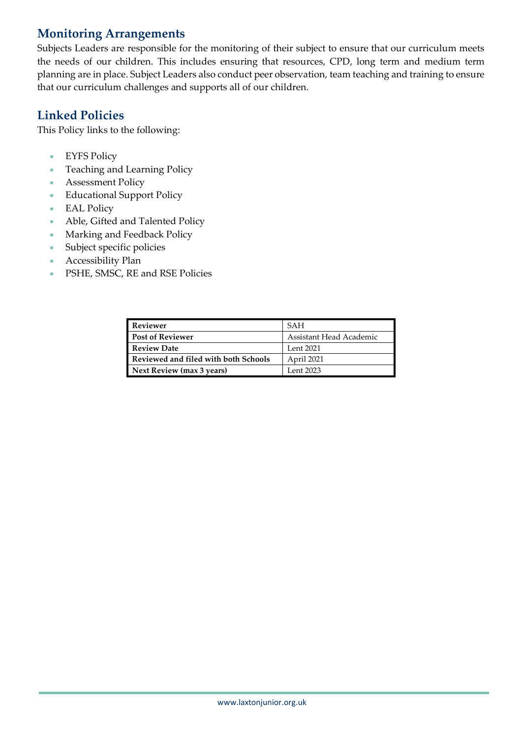## Monitoring Arrangements

Subjects Leaders are responsible for the monitoring of their subject to ensure that our curriculum meets the needs of our children. This includes ensuring that resources, CPD, long term and medium term planning are in place. Subject Leaders also conduct peer observation, team teaching and training to ensure that our curriculum challenges and supports all of our children.

## Linked Policies

This Policy links to the following:

- EYFS Policy
- Teaching and Learning Policy
- Assessment Policy
- Educational Support Policy
- EAL Policy
- Able, Gifted and Talented Policy
- Marking and Feedback Policy
- Subject specific policies
- Accessibility Plan
- PSHE, SMSC, RE and RSE Policies

| | |
|---|---|
| **Reviewer** | SAH |
| **Post of Reviewer** | Assistant Head Academic |
| **Review Date** | Lent 2021 |
| **Reviewed and filed with both Schools** | April 2021 |
| **Next Review (max 3 years)** | Lent 2023 |